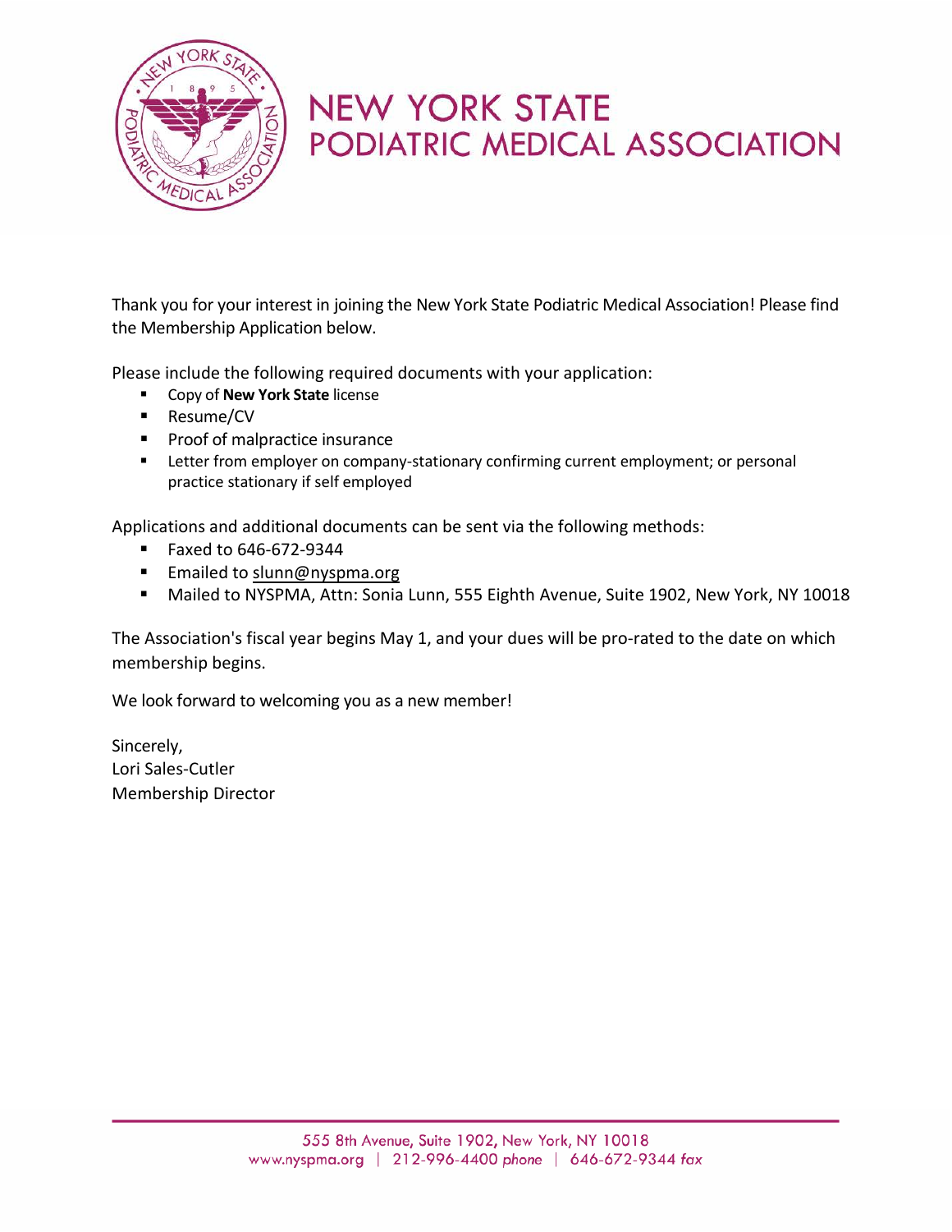# NEW YORK STATE PODIATRIC MEDICAL ASSOCIATION

Thank you for your interest in joining the New York State Podiatric Medical Association! Please find the Membership Application below.

Please include the following required documents with your application:

- Copy of **New York State** license
- Resume/CV
- Proof of malpractice insurance
- Letter from employer on company-stationary confirming current employment; or personal practice stationary if self employed

Applications and additional documents can be sent via the following methods:

- Faxed to 646-672-9344
- Emailed to slunn@nyspma.org
- Mailed to NYSPMA, Attn: Sonia Lunn, 555 Eighth Avenue, Suite 1902, New York, NY 10018

The Association's fiscal year begins May 1, and your dues will be pro-rated to the date on which membership begins.

We look forward to welcoming you as a new member!

Sincerely,
Lori Sales-Cutler
Membership Director

555 8th Avenue, Suite 1902, New York, NY 10018
www.nyspma.org | 212-996-4400 *phone* | 646-672-9344 *fax*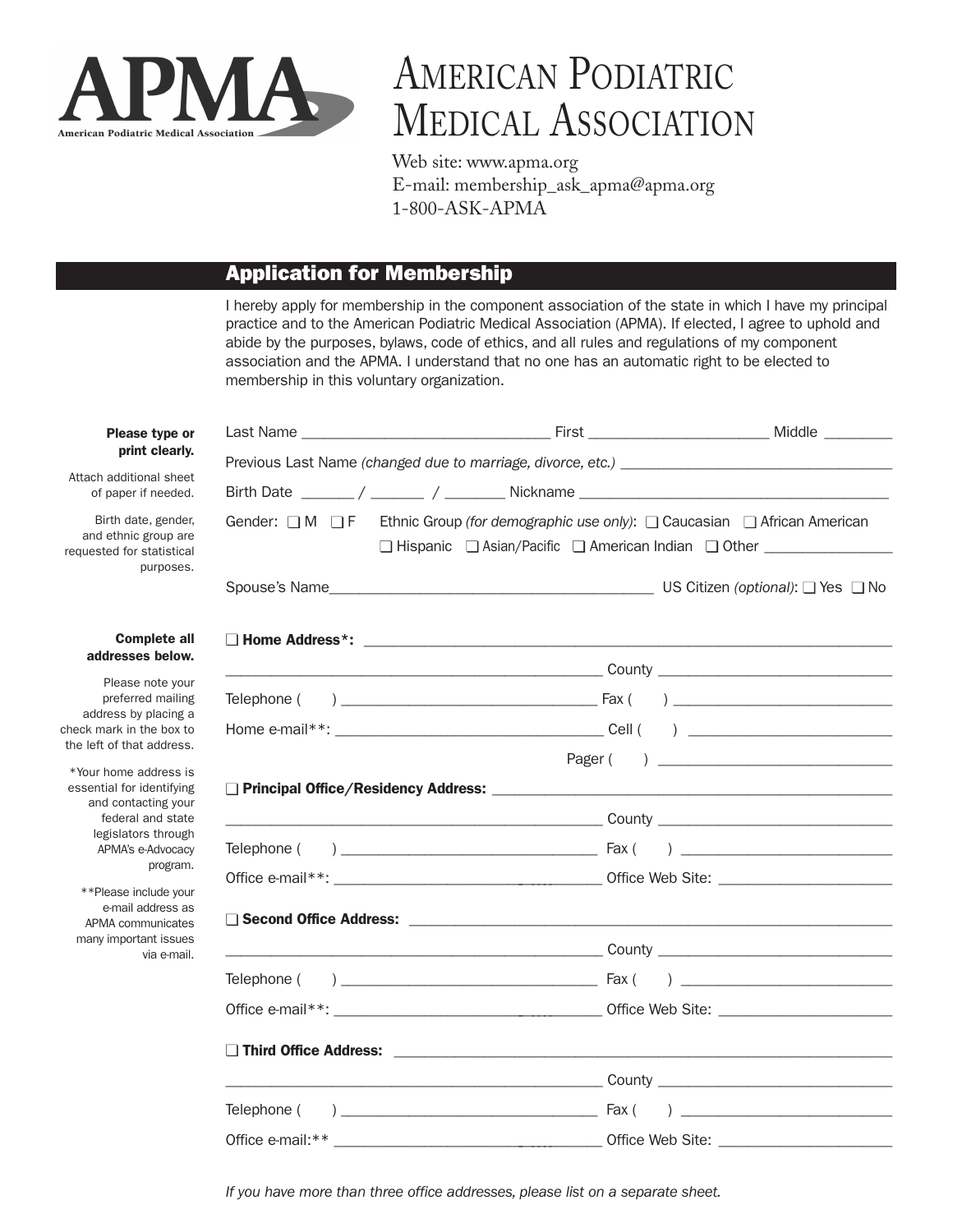# American Podiatric Medical Association

Web site: www.apma.org
E-mail: membership_ask_apma@apma.org
1-800-ASK-APMA

## Application for Membership

I hereby apply for membership in the component association of the state in which I have my principal practice and to the American Podiatric Medical Association (APMA). If elected, I agree to uphold and abide by the purposes, bylaws, code of ethics, and all rules and regulations of my component association and the APMA. I understand that no one has an automatic right to be elected to membership in this voluntary organization.

**Please type or print clearly.**

Attach additional sheet of paper if needed.

Birth date, gender, and ethnic group are requested for statistical purposes.

Last Name ______________________________ First ______________________ Middle ________

Previous Last Name *(changed due to marriage, divorce, etc.)* __________________________________

Birth Date _______ / _______ / ________ Nickname ______________________________________

Gender: ❑ M ❑ F Ethnic Group *(for demographic use only)*: ❑ Caucasian ❑ African American ❑ Hispanic ❑ Asian/Pacific ❑ American Indian ❑ Other ________________

Spouse's Name________________________________________ US Citizen *(optional)*: ❑ Yes ❑ No

**Complete all addresses below.**

Please note your preferred mailing address by placing a check mark in the box to the left of that address.

*Your home address is essential for identifying and contacting your federal and state legislators through APMA's e-Advocacy program.

**Please include your e-mail address as APMA communicates many important issues via e-mail.

❑ **Home Address*:** ________________________________________________________________

______________________________________________ County ______________________________

Telephone ( ) _______________________________ Fax ( ) ___________________________

Home e-mail**: ________________________________ Cell ( ) _________________________

Pager ( ) _____________________________

❑ **Principal Office/Residency Address:** _________________________________________________

______________________________________________ County ______________________________

Telephone ( ) _______________________________ Fax ( ) ___________________________

Office e-mail**: ________________________________ Office Web Site: ______________________

❑ **Second Office Address:** _____________________________________________________________

______________________________________________ County ______________________________

Telephone ( ) _______________________________ Fax ( ) ___________________________

Office e-mail**: ________________________________ Office Web Site: ______________________

❑ **Third Office Address:** _____________________________________________________________

______________________________________________ County ______________________________

Telephone ( ) _______________________________ Fax ( ) ___________________________

Office e-mail:** ________________________________ Office Web Site: ______________________

*If you have more than three office addresses, please list on a separate sheet.*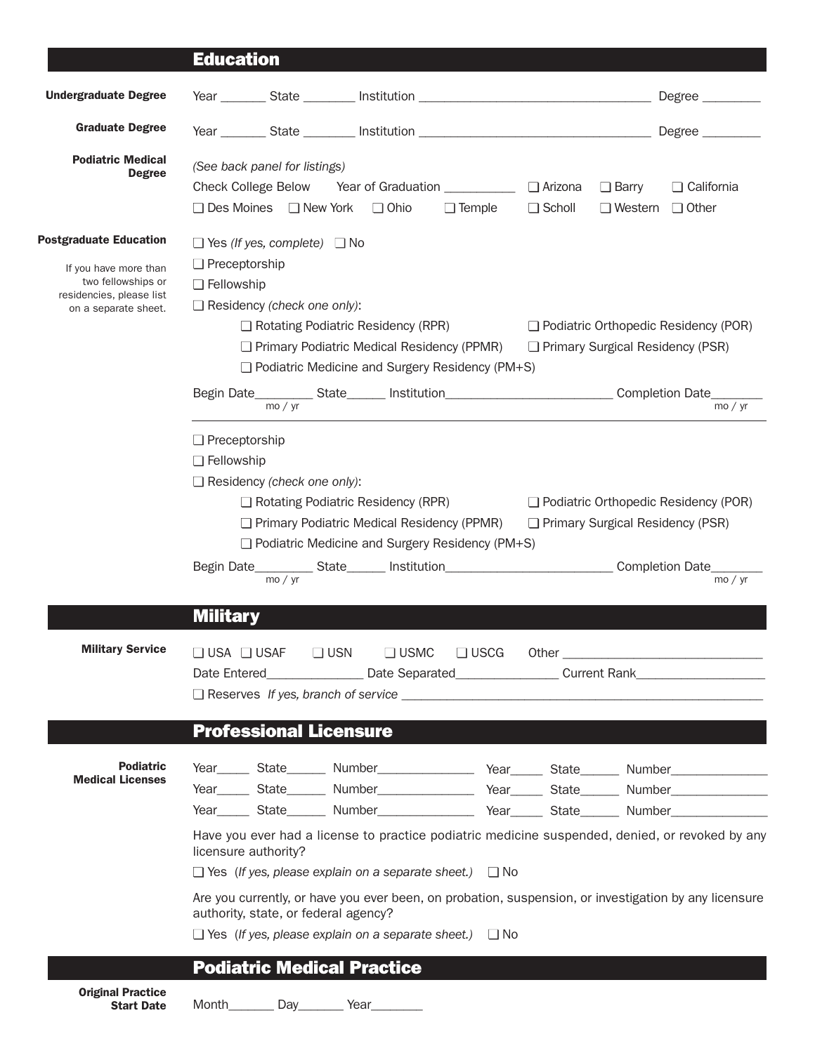## Education

**Undergraduate Degree**

Year _______ State ________ Institution ___________________________________ Degree _________

**Graduate Degree**

Year _______ State ________ Institution ___________________________________ Degree _________

**Podiatric Medical Degree**

*(See back panel for listings)*

Check College Below Year of Graduation ___________ ❑ Arizona ❑ Barry ❑ California

❑ Des Moines ❑ New York ❑ Ohio ❑ Temple ❑ Scholl ❑ Western ❑ Other

**Postgraduate Education**

If you have more than two fellowships or residencies, please list on a separate sheet.

❑ Yes *(If yes, complete)* ❑ No

❑ Preceptorship

❑ Fellowship

❑ Residency *(check one only)*:

- ❑ Rotating Podiatric Residency (RPR)
- ❑ Podiatric Orthopedic Residency (POR)
- ❑ Primary Podiatric Medical Residency (PPMR)
- ❑ Primary Surgical Residency (PSR)
- ❑ Podiatric Medicine and Surgery Residency (PM+S)

Begin Date_________ (mo / yr) State______ Institution_________________________ Completion Date________ (mo / yr)

---

❑ Preceptorship

❑ Fellowship

❑ Residency *(check one only)*:

- ❑ Rotating Podiatric Residency (RPR)
- ❑ Podiatric Orthopedic Residency (POR)
- ❑ Primary Podiatric Medical Residency (PPMR)
- ❑ Primary Surgical Residency (PSR)
- ❑ Podiatric Medicine and Surgery Residency (PM+S)

Begin Date_________ (mo / yr) State______ Institution_________________________ Completion Date________ (mo / yr)

## Military

**Military Service**

❑ USA ❑ USAF ❑ USN ❑ USMC ❑ USCG Other ______________________________

Date Entered_______________ Date Separated________________ Current Rank____________________

❑ Reserves *If yes, branch of service* _______________________________________________________

## Professional Licensure

**Podiatric Medical Licenses**

Year_____ State______ Number_______________ Year_____ State______ Number_______________

Year_____ State______ Number_______________ Year_____ State______ Number_______________

Year_____ State______ Number_______________ Year_____ State______ Number_______________

Have you ever had a license to practice podiatric medicine suspended, denied, or revoked by any licensure authority?

❑ Yes (*If yes, please explain on a separate sheet.*) ❑ No

Are you currently, or have you ever been, on probation, suspension, or investigation by any licensure authority, state, or federal agency?

❑ Yes (*If yes, please explain on a separate sheet.*) ❑ No

## Podiatric Medical Practice

**Original Practice Start Date**

Month_______ Day_______ Year________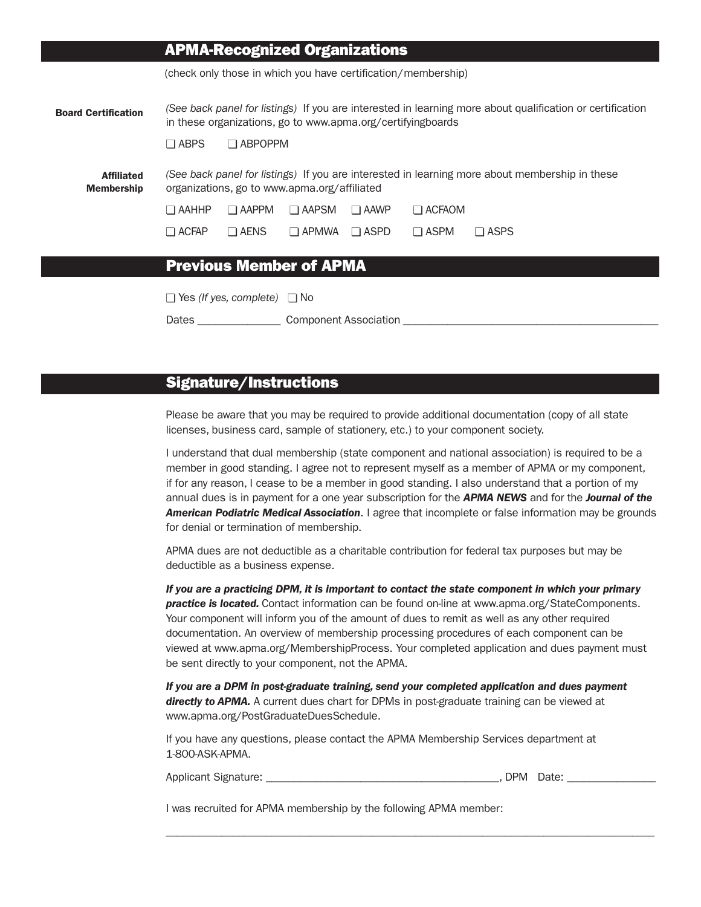## APMA-Recognized Organizations

(check only those in which you have certification/membership)

**Board Certification**

*(See back panel for listings)* If you are interested in learning more about qualification or certification in these organizations, go to www.apma.org/certifyingboards

❑ ABPS ❑ ABPOPPM

**Affiliated Membership**

*(See back panel for listings)* If you are interested in learning more about membership in these organizations, go to www.apma.org/affiliated

❑ AAHHP ❑ AAPPM ❑ AAPSM ❑ AAWP ❑ ACFAOM

❑ ACFAP ❑ AENS ❑ APMWA ❑ ASPD ❑ ASPM ❑ ASPS

## Previous Member of APMA

❑ Yes *(If yes, complete)* ❑ No

Dates ______________ Component Association ____________________________________________

## Signature/Instructions

Please be aware that you may be required to provide additional documentation (copy of all state licenses, business card, sample of stationery, etc.) to your component society.

I understand that dual membership (state component and national association) is required to be a member in good standing. I agree not to represent myself as a member of APMA or my component, if for any reason, I cease to be a member in good standing. I also understand that a portion of my annual dues is in payment for a one year subscription for the ***APMA NEWS*** and for the ***Journal of the American Podiatric Medical Association***. I agree that incomplete or false information may be grounds for denial or termination of membership.

APMA dues are not deductible as a charitable contribution for federal tax purposes but may be deductible as a business expense.

***If you are a practicing DPM, it is important to contact the state component in which your primary practice is located.*** Contact information can be found on-line at www.apma.org/StateComponents. Your component will inform you of the amount of dues to remit as well as any other required documentation. An overview of membership processing procedures of each component can be viewed at www.apma.org/MembershipProcess. Your completed application and dues payment must be sent directly to your component, not the APMA.

***If you are a DPM in post-graduate training, send your completed application and dues payment directly to APMA.*** A current dues chart for DPMs in post-graduate training can be viewed at www.apma.org/PostGraduateDuesSchedule.

If you have any questions, please contact the APMA Membership Services department at 1-800-ASK-APMA.

Applicant Signature: ________________________________________, DPM Date: _______________

I was recruited for APMA membership by the following APMA member:

_____________________________________________________________________________________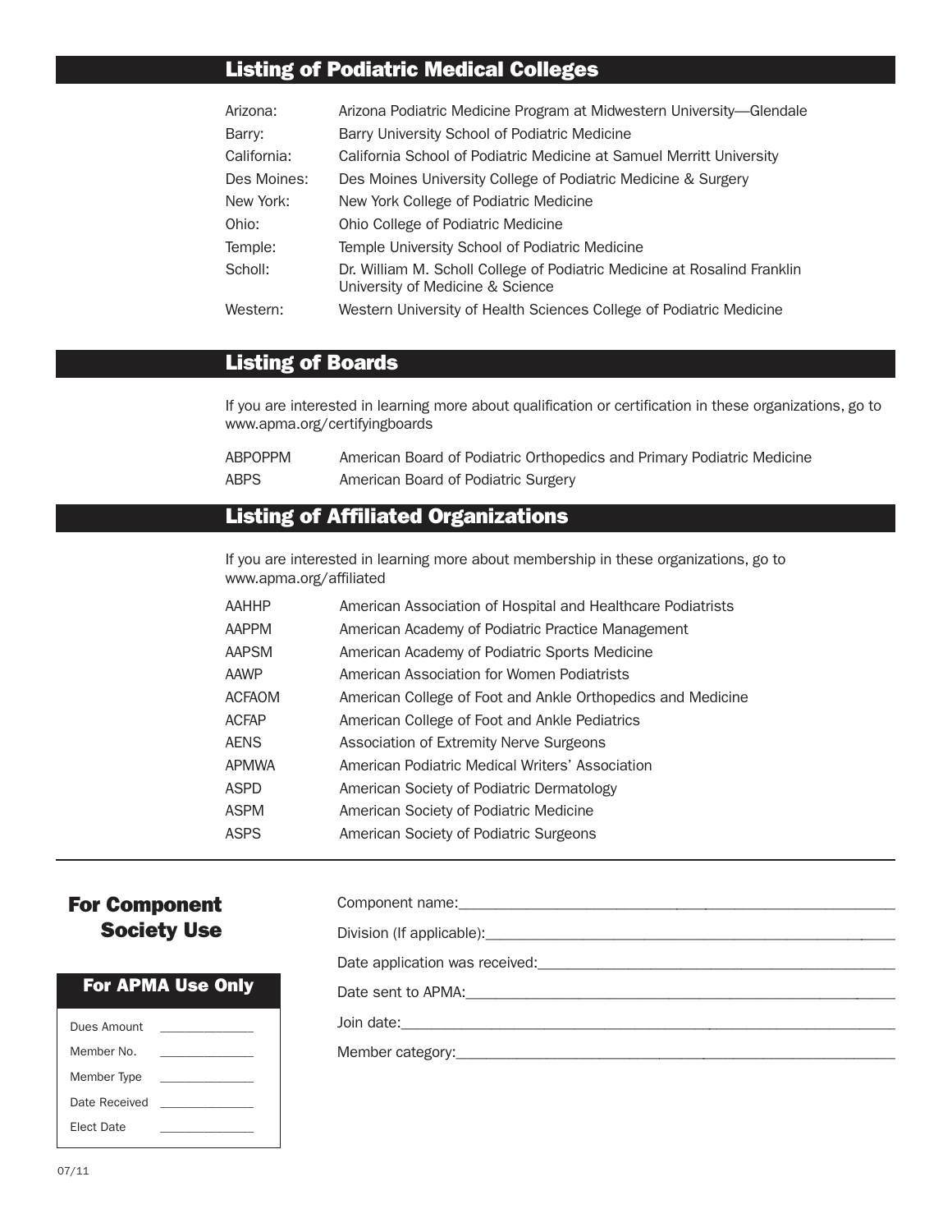## Listing of Podiatric Medical Colleges

| | |
|---|---|
| Arizona: | Arizona Podiatric Medicine Program at Midwestern University—Glendale |
| Barry: | Barry University School of Podiatric Medicine |
| California: | California School of Podiatric Medicine at Samuel Merritt University |
| Des Moines: | Des Moines University College of Podiatric Medicine & Surgery |
| New York: | New York College of Podiatric Medicine |
| Ohio: | Ohio College of Podiatric Medicine |
| Temple: | Temple University School of Podiatric Medicine |
| Scholl: | Dr. William M. Scholl College of Podiatric Medicine at Rosalind Franklin University of Medicine & Science |
| Western: | Western University of Health Sciences College of Podiatric Medicine |

## Listing of Boards

If you are interested in learning more about qualification or certification in these organizations, go to www.apma.org/certifyingboards

| | |
|---|---|
| ABPOPPM | American Board of Podiatric Orthopedics and Primary Podiatric Medicine |
| ABPS | American Board of Podiatric Surgery |

## Listing of Affiliated Organizations

If you are interested in learning more about membership in these organizations, go to www.apma.org/affiliated

| | |
|---|---|
| AAHHP | American Association of Hospital and Healthcare Podiatrists |
| AAPPM | American Academy of Podiatric Practice Management |
| AAPSM | American Academy of Podiatric Sports Medicine |
| AAWP | American Association for Women Podiatrists |
| ACFAOM | American College of Foot and Ankle Orthopedics and Medicine |
| ACFAP | American College of Foot and Ankle Pediatrics |
| AENS | Association of Extremity Nerve Surgeons |
| APMWA | American Podiatric Medical Writers' Association |
| ASPD | American Society of Podiatric Dermatology |
| ASPM | American Society of Podiatric Medicine |
| ASPS | American Society of Podiatric Surgeons |

---

### For Component Society Use

Component name:\_\_\_\_\_\_\_\_\_\_\_\_\_\_\_\_\_\_\_\_\_\_\_\_\_\_\_\_\_\_\_\_

Division (If applicable):\_\_\_\_\_\_\_\_\_\_\_\_\_\_\_\_\_\_\_\_\_\_\_\_\_\_\_\_\_\_\_\_

Date application was received:\_\_\_\_\_\_\_\_\_\_\_\_\_\_\_\_\_\_\_\_\_\_\_\_\_\_\_\_\_\_\_\_

Date sent to APMA:\_\_\_\_\_\_\_\_\_\_\_\_\_\_\_\_\_\_\_\_\_\_\_\_\_\_\_\_\_\_\_\_

Join date:\_\_\_\_\_\_\_\_\_\_\_\_\_\_\_\_\_\_\_\_\_\_\_\_\_\_\_\_\_\_\_\_

Member category:\_\_\_\_\_\_\_\_\_\_\_\_\_\_\_\_\_\_\_\_\_\_\_\_\_\_\_\_\_\_\_\_

### For APMA Use Only

| | |
|---|---|
| Dues Amount | \_\_\_\_\_\_\_\_\_\_\_\_ |
| Member No. | \_\_\_\_\_\_\_\_\_\_\_\_ |
| Member Type | \_\_\_\_\_\_\_\_\_\_\_\_ |
| Date Received | \_\_\_\_\_\_\_\_\_\_\_\_ |
| Elect Date | \_\_\_\_\_\_\_\_\_\_\_\_ |

07/11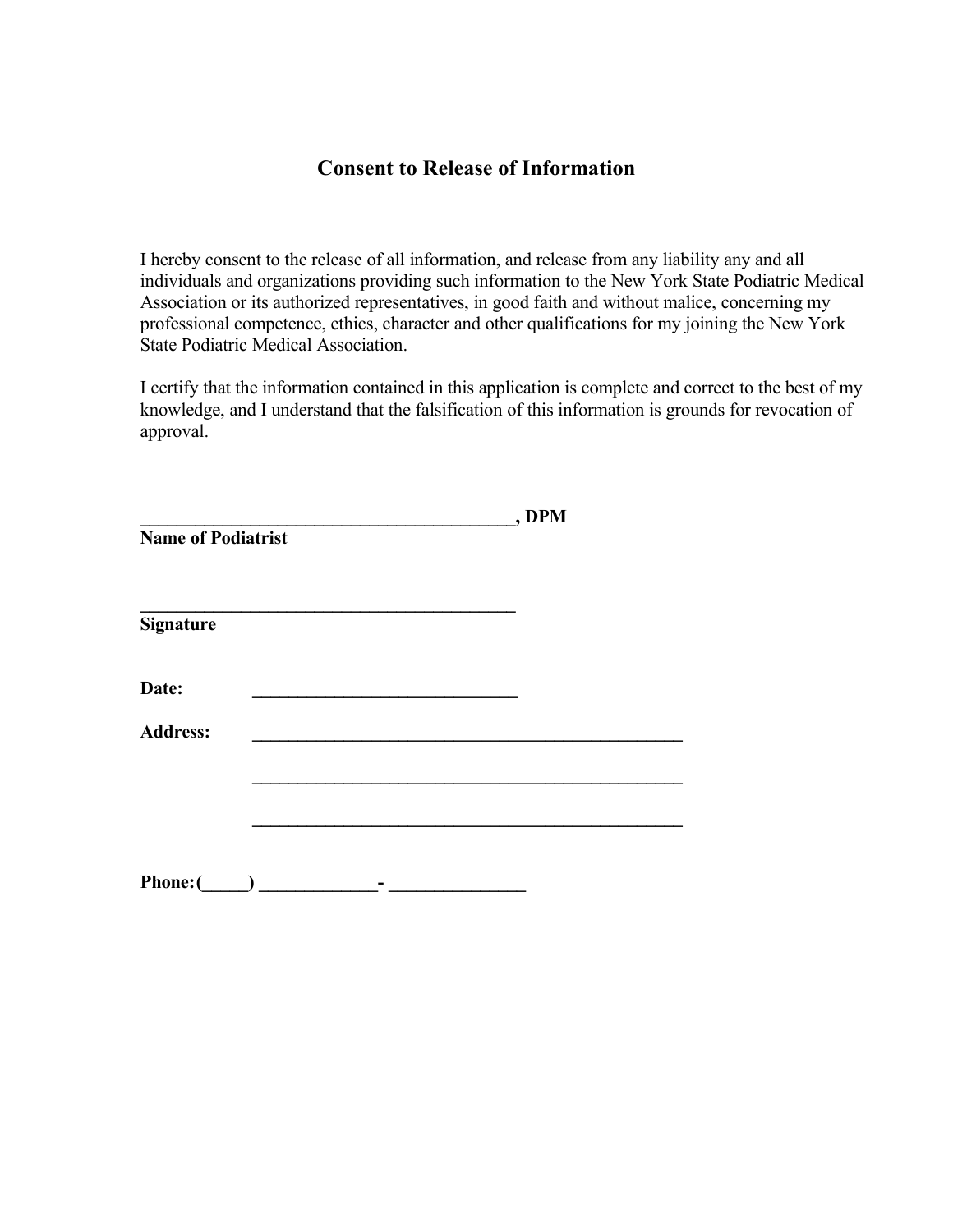# Consent to Release of Information

I hereby consent to the release of all information, and release from any liability any and all individuals and organizations providing such information to the New York State Podiatric Medical Association or its authorized representatives, in good faith and without malice, concerning my professional competence, ethics, character and other qualifications for my joining the New York State Podiatric Medical Association.

I certify that the information contained in this application is complete and correct to the best of my knowledge, and I understand that the falsification of this information is grounds for revocation of approval.

**__________________________________________, DPM**
**Name of Podiatrist**

**__________________________________________**
**Signature**

**Date:** ______________________________

**Address:** ________________________________________________

________________________________________________

________________________________________________

**Phone: (_____) _____________- _______________**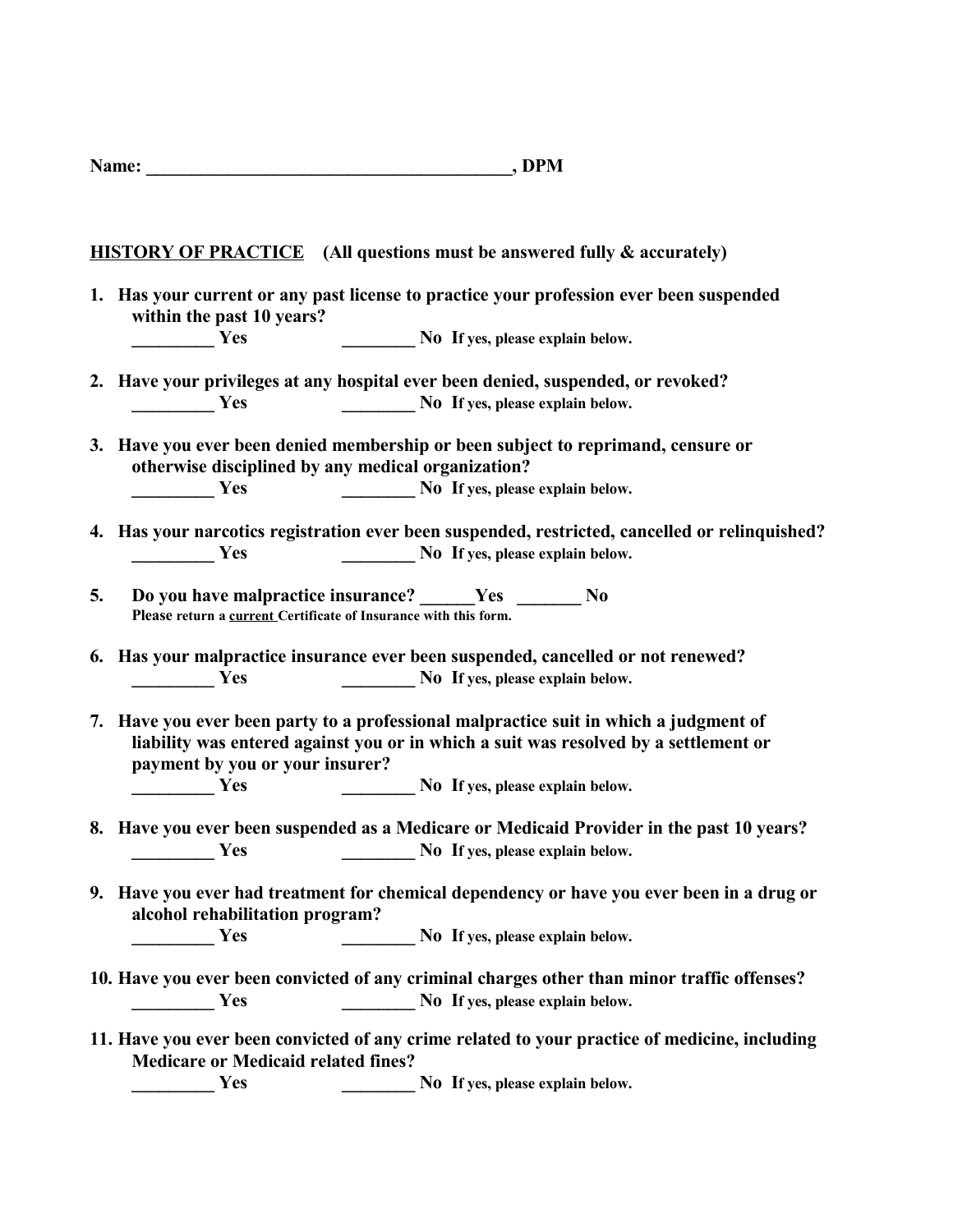**Name: ________________________________________, DPM**

**<u>HISTORY OF PRACTICE</u> (All questions must be answered fully & accurately)**

1. **Has your current or any past license to practice your profession ever been suspended within the past 10 years?**
   **_________ Yes _________ No** **If yes, please explain below.**

2. **Have your privileges at any hospital ever been denied, suspended, or revoked?**
   **_________ Yes _________ No** **If yes, please explain below.**

3. **Have you ever been denied membership or been subject to reprimand, censure or otherwise disciplined by any medical organization?**
   **_________ Yes _________ No** **If yes, please explain below.**

4. **Has your narcotics registration ever been suspended, restricted, cancelled or relinquished?**
   **_________ Yes _________ No** **If yes, please explain below.**

5. **Do you have malpractice insurance? ______Yes _______ No**
   **Please return a <u>current</u> Certificate of Insurance with this form.**

6. **Has your malpractice insurance ever been suspended, cancelled or not renewed?**
   **_________ Yes _________ No** **If yes, please explain below.**

7. **Have you ever been party to a professional malpractice suit in which a judgment of liability was entered against you or in which a suit was resolved by a settlement or payment by you or your insurer?**
   **_________ Yes _________ No** **If yes, please explain below.**

8. **Have you ever been suspended as a Medicare or Medicaid Provider in the past 10 years?**
   **_________ Yes _________ No** **If yes, please explain below.**

9. **Have you ever had treatment for chemical dependency or have you ever been in a drug or alcohol rehabilitation program?**
   **_________ Yes _________ No** **If yes, please explain below.**

10. **Have you ever been convicted of any criminal charges other than minor traffic offenses?**
    **_________ Yes _________ No** **If yes, please explain below.**

11. **Have you ever been convicted of any crime related to your practice of medicine, including Medicare or Medicaid related fines?**
    **_________ Yes _________ No** **If yes, please explain below.**